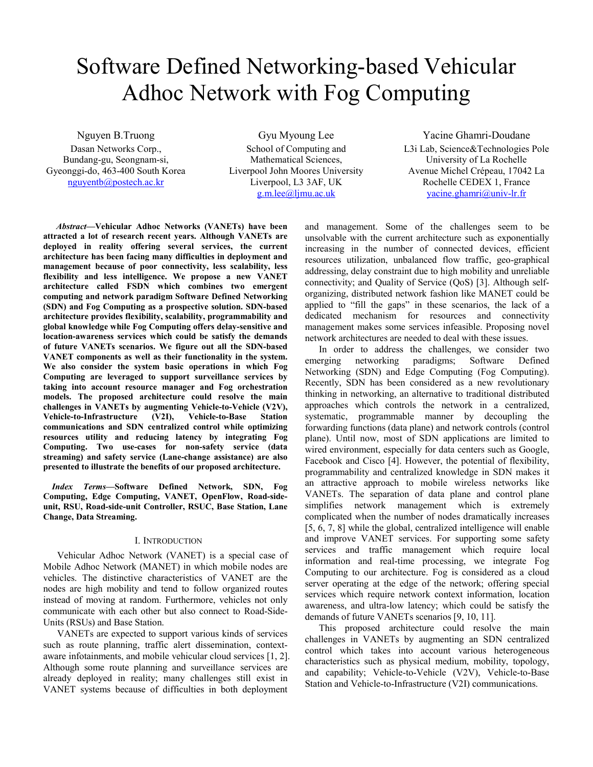# Software Defined Networking-based Vehicular Adhoc Network with Fog Computing

Nguyen B.Truong
Dasan Networks Corp.,
Bundang-gu, Seongnam-si,
Gyeonggi-do, 463-400 South Korea
nguyentb@postech.ac.kr

Gyu Myoung Lee
School of Computing and Mathematical Sciences,
Liverpool John Moores University
Liverpool, L3 3AF, UK
g.m.lee@ljmu.ac.uk

Yacine Ghamri-Doudane
L3i Lab, Science&Technologies Pole
University of La Rochelle
Avenue Michel Crépeau, 17042 La Rochelle CEDEX 1, France
yacine.ghamri@univ-lr.fr

***Abstract*—Vehicular Adhoc Networks (VANETs) have been attracted a lot of research recent years. Although VANETs are deployed in reality offering several services, the current architecture has been facing many difficulties in deployment and management because of poor connectivity, less scalability, less flexibility and less intelligence. We propose a new VANET architecture called FSDN which combines two emergent computing and network paradigm Software Defined Networking (SDN) and Fog Computing as a prospective solution. SDN-based architecture provides flexibility, scalability, programmability and global knowledge while Fog Computing offers delay-sensitive and location-awareness services which could be satisfy the demands of future VANETs scenarios. We figure out all the SDN-based VANET components as well as their functionality in the system. We also consider the system basic operations in which Fog Computing are leveraged to support surveillance services by taking into account resource manager and Fog orchestration models. The proposed architecture could resolve the main challenges in VANETs by augmenting Vehicle-to-Vehicle (V2V), Vehicle-to-Infrastructure (V2I), Vehicle-to-Base Station communications and SDN centralized control while optimizing resources utility and reducing latency by integrating Fog Computing. Two use-cases for non-safety service (data streaming) and safety service (Lane-change assistance) are also presented to illustrate the benefits of our proposed architecture.**

***Index Terms*—Software Defined Network, SDN, Fog Computing, Edge Computing, VANET, OpenFlow, Road-side-unit, RSU, Road-side-unit Controller, RSUC, Base Station, Lane Change, Data Streaming.**

## I. Introduction

Vehicular Adhoc Network (VANET) is a special case of Mobile Adhoc Network (MANET) in which mobile nodes are vehicles. The distinctive characteristics of VANET are the nodes are high mobility and tend to follow organized routes instead of moving at random. Furthermore, vehicles not only communicate with each other but also connect to Road-Side-Units (RSUs) and Base Station.

VANETs are expected to support various kinds of services such as route planning, traffic alert dissemination, context-aware infotainments, and mobile vehicular cloud services [1, 2]. Although some route planning and surveillance services are already deployed in reality; many challenges still exist in VANET systems because of difficulties in both deployment and management. Some of the challenges seem to be unsolvable with the current architecture such as exponentially increasing in the number of connected devices, efficient resources utilization, unbalanced flow traffic, geo-graphical addressing, delay constraint due to high mobility and unreliable connectivity; and Quality of Service (QoS) [3]. Although self-organizing, distributed network fashion like MANET could be applied to "fill the gaps" in these scenarios, the lack of a dedicated mechanism for resources and connectivity management makes some services infeasible. Proposing novel network architectures are needed to deal with these issues.

In order to address the challenges, we consider two emerging networking paradigms; Software Defined Networking (SDN) and Edge Computing (Fog Computing). Recently, SDN has been considered as a new revolutionary thinking in networking, an alternative to traditional distributed approaches which controls the network in a centralized, systematic, programmable manner by decoupling the forwarding functions (data plane) and network controls (control plane). Until now, most of SDN applications are limited to wired environment, especially for data centers such as Google, Facebook and Cisco [4]. However, the potential of flexibility, programmability and centralized knowledge in SDN makes it an attractive approach to mobile wireless networks like VANETs. The separation of data plane and control plane simplifies network management which is extremely complicated when the number of nodes dramatically increases [5, 6, 7, 8] while the global, centralized intelligence will enable and improve VANET services. For supporting some safety services and traffic management which require local information and real-time processing, we integrate Fog Computing to our architecture. Fog is considered as a cloud server operating at the edge of the network; offering special services which require network context information, location awareness, and ultra-low latency; which could be satisfy the demands of future VANETs scenarios [9, 10, 11].

This proposed architecture could resolve the main challenges in VANETs by augmenting an SDN centralized control which takes into account various heterogeneous characteristics such as physical medium, mobility, topology, and capability; Vehicle-to-Vehicle (V2V), Vehicle-to-Base Station and Vehicle-to-Infrastructure (V2I) communications.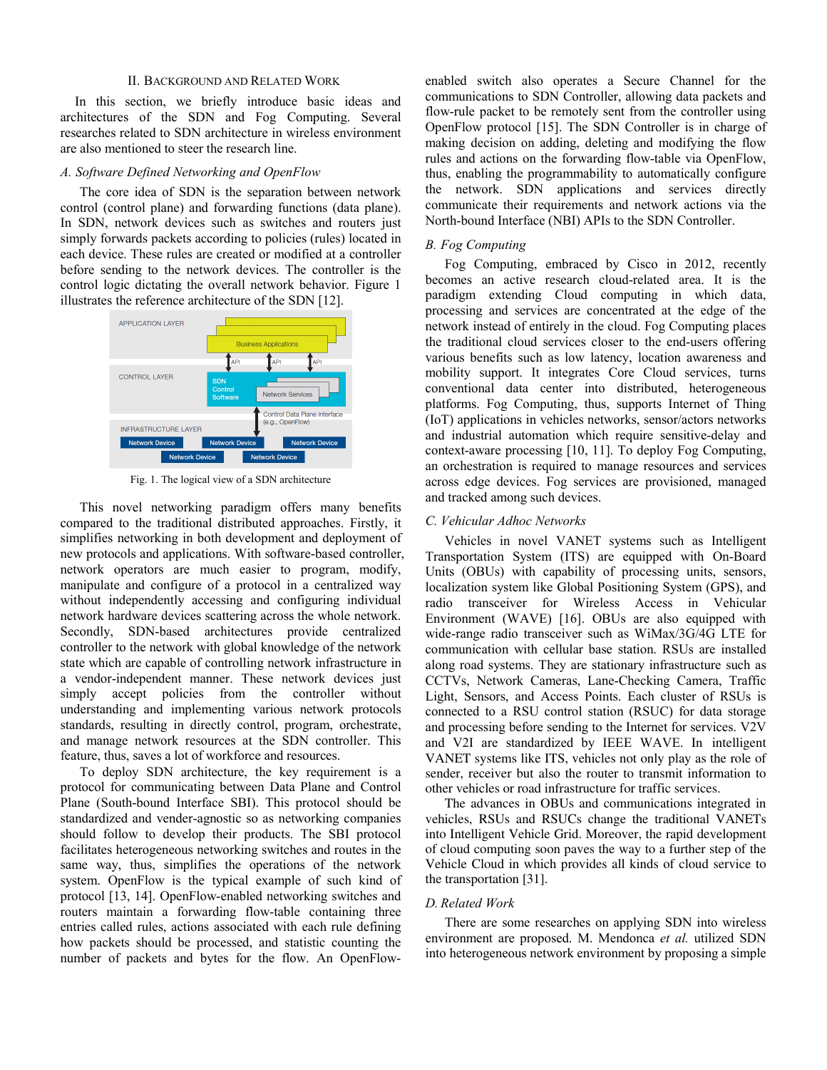## II. Background and Related Work

In this section, we briefly introduce basic ideas and architectures of the SDN and Fog Computing. Several researches related to SDN architecture in wireless environment are also mentioned to steer the research line.

### *A. Software Defined Networking and OpenFlow*

The core idea of SDN is the separation between network control (control plane) and forwarding functions (data plane). In SDN, network devices such as switches and routers just simply forwards packets according to policies (rules) located in each device. These rules are created or modified at a controller before sending to the network devices. The controller is the control logic dictating the overall network behavior. Figure 1 illustrates the reference architecture of the SDN [12].

Fig. 1. The logical view of a SDN architecture

This novel networking paradigm offers many benefits compared to the traditional distributed approaches. Firstly, it simplifies networking in both development and deployment of new protocols and applications. With software-based controller, network operators are much easier to program, modify, manipulate and configure of a protocol in a centralized way without independently accessing and configuring individual network hardware devices scattering across the whole network. Secondly, SDN-based architectures provide centralized controller to the network with global knowledge of the network state which are capable of controlling network infrastructure in a vendor-independent manner. These network devices just simply accept policies from the controller without understanding and implementing various network protocols standards, resulting in directly control, program, orchestrate, and manage network resources at the SDN controller. This feature, thus, saves a lot of workforce and resources.

To deploy SDN architecture, the key requirement is a protocol for communicating between Data Plane and Control Plane (South-bound Interface SBI). This protocol should be standardized and vender-agnostic so as networking companies should follow to develop their products. The SBI protocol facilitates heterogeneous networking switches and routes in the same way, thus, simplifies the operations of the network system. OpenFlow is the typical example of such kind of protocol [13, 14]. OpenFlow-enabled networking switches and routers maintain a forwarding flow-table containing three entries called rules, actions associated with each rule defining how packets should be processed, and statistic counting the number of packets and bytes for the flow. An OpenFlow-enabled switch also operates a Secure Channel for the communications to SDN Controller, allowing data packets and flow-rule packet to be remotely sent from the controller using OpenFlow protocol [15]. The SDN Controller is in charge of making decision on adding, deleting and modifying the flow rules and actions on the forwarding flow-table via OpenFlow, thus, enabling the programmability to automatically configure the network. SDN applications and services directly communicate their requirements and network actions via the North-bound Interface (NBI) APIs to the SDN Controller.

### *B. Fog Computing*

Fog Computing, embraced by Cisco in 2012, recently becomes an active research cloud-related area. It is the paradigm extending Cloud computing in which data, processing and services are concentrated at the edge of the network instead of entirely in the cloud. Fog Computing places the traditional cloud services closer to the end-users offering various benefits such as low latency, location awareness and mobility support. It integrates Core Cloud services, turns conventional data center into distributed, heterogeneous platforms. Fog Computing, thus, supports Internet of Thing (IoT) applications in vehicles networks, sensor/actors networks and industrial automation which require sensitive-delay and context-aware processing [10, 11]. To deploy Fog Computing, an orchestration is required to manage resources and services across edge devices. Fog services are provisioned, managed and tracked among such devices.

### *C. Vehicular Adhoc Networks*

Vehicles in novel VANET systems such as Intelligent Transportation System (ITS) are equipped with On-Board Units (OBUs) with capability of processing units, sensors, localization system like Global Positioning System (GPS), and radio transceiver for Wireless Access in Vehicular Environment (WAVE) [16]. OBUs are also equipped with wide-range radio transceiver such as WiMax/3G/4G LTE for communication with cellular base station. RSUs are installed along road systems. They are stationary infrastructure such as CCTVs, Network Cameras, Lane-Checking Camera, Traffic Light, Sensors, and Access Points. Each cluster of RSUs is connected to a RSU control station (RSUC) for data storage and processing before sending to the Internet for services. V2V and V2I are standardized by IEEE WAVE. In intelligent VANET systems like ITS, vehicles not only play as the role of sender, receiver but also the router to transmit information to other vehicles or road infrastructure for traffic services.

The advances in OBUs and communications integrated in vehicles, RSUs and RSUCs change the traditional VANETs into Intelligent Vehicle Grid. Moreover, the rapid development of cloud computing soon paves the way to a further step of the Vehicle Cloud in which provides all kinds of cloud service to the transportation [31].

### *D. Related Work*

There are some researches on applying SDN into wireless environment are proposed. M. Mendonca *et al.* utilized SDN into heterogeneous network environment by proposing a simple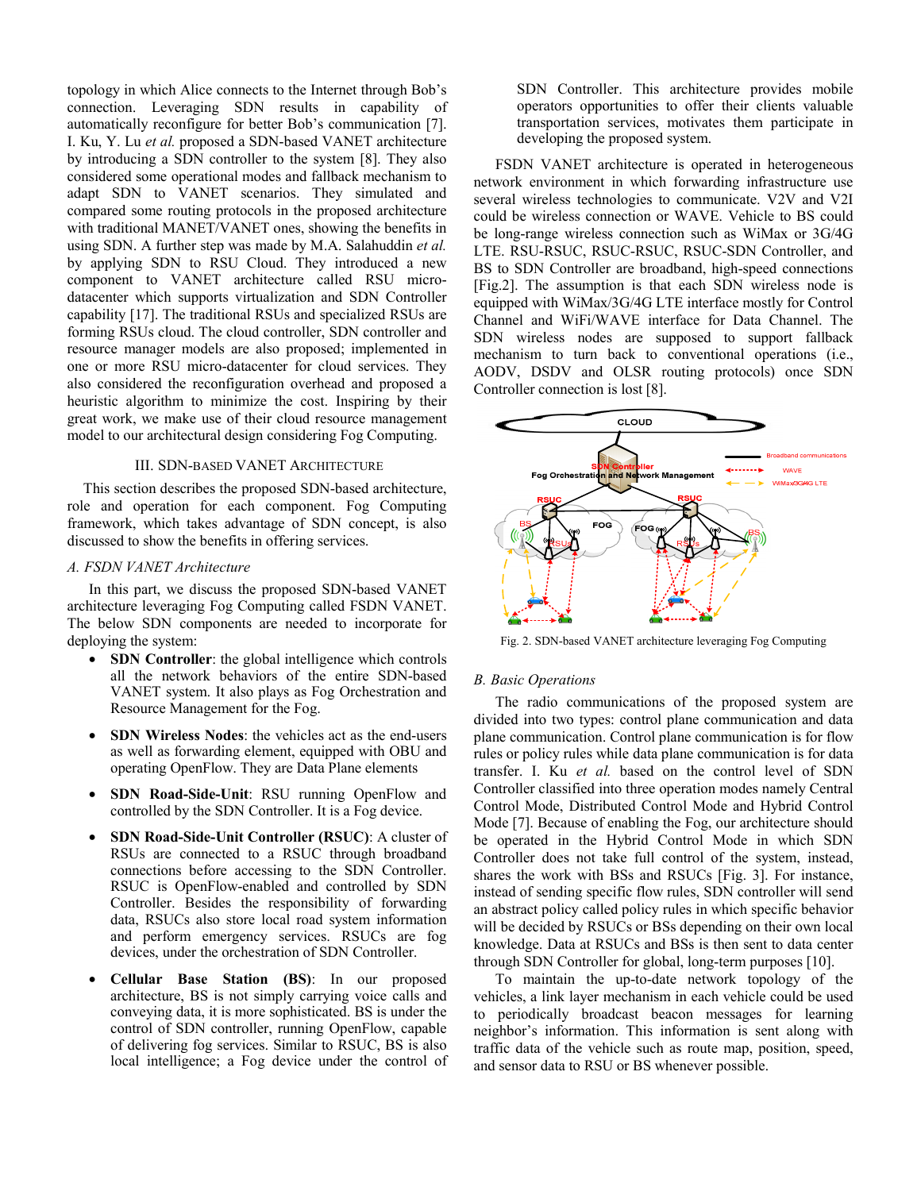topology in which Alice connects to the Internet through Bob's connection. Leveraging SDN results in capability of automatically reconfigure for better Bob's communication [7]. I. Ku, Y. Lu *et al.* proposed a SDN-based VANET architecture by introducing a SDN controller to the system [8]. They also considered some operational modes and fallback mechanism to adapt SDN to VANET scenarios. They simulated and compared some routing protocols in the proposed architecture with traditional MANET/VANET ones, showing the benefits in using SDN. A further step was made by M.A. Salahuddin *et al.* by applying SDN to RSU Cloud. They introduced a new component to VANET architecture called RSU micro-datacenter which supports virtualization and SDN Controller capability [17]. The traditional RSUs and specialized RSUs are forming RSUs cloud. The cloud controller, SDN controller and resource manager models are also proposed; implemented in one or more RSU micro-datacenter for cloud services. They also considered the reconfiguration overhead and proposed a heuristic algorithm to minimize the cost. Inspiring by their great work, we make use of their cloud resource management model to our architectural design considering Fog Computing.

## III. SDN-based VANET Architecture

This section describes the proposed SDN-based architecture, role and operation for each component. Fog Computing framework, which takes advantage of SDN concept, is also discussed to show the benefits in offering services.

### *A. FSDN VANET Architecture*

In this part, we discuss the proposed SDN-based VANET architecture leveraging Fog Computing called FSDN VANET. The below SDN components are needed to incorporate for deploying the system:

- **SDN Controller**: the global intelligence which controls all the network behaviors of the entire SDN-based VANET system. It also plays as Fog Orchestration and Resource Management for the Fog.
- **SDN Wireless Nodes**: the vehicles act as the end-users as well as forwarding element, equipped with OBU and operating OpenFlow. They are Data Plane elements
- **SDN Road-Side-Unit**: RSU running OpenFlow and controlled by the SDN Controller. It is a Fog device.
- **SDN Road-Side-Unit Controller (RSUC)**: A cluster of RSUs are connected to a RSUC through broadband connections before accessing to the SDN Controller. RSUC is OpenFlow-enabled and controlled by SDN Controller. Besides the responsibility of forwarding data, RSUCs also store local road system information and perform emergency services. RSUCs are fog devices, under the orchestration of SDN Controller.
- **Cellular Base Station (BS)**: In our proposed architecture, BS is not simply carrying voice calls and conveying data, it is more sophisticated. BS is under the control of SDN controller, running OpenFlow, capable of delivering fog services. Similar to RSUC, BS is also local intelligence; a Fog device under the control of SDN Controller. This architecture provides mobile operators opportunities to offer their clients valuable transportation services, motivates them participate in developing the proposed system.

FSDN VANET architecture is operated in heterogeneous network environment in which forwarding infrastructure use several wireless technologies to communicate. V2V and V2I could be wireless connection or WAVE. Vehicle to BS could be long-range wireless connection such as WiMax or 3G/4G LTE. RSU-RSUC, RSUC-RSUC, RSUC-SDN Controller, and BS to SDN Controller are broadband, high-speed connections [Fig.2]. The assumption is that each SDN wireless node is equipped with WiMax/3G/4G LTE interface mostly for Control Channel and WiFi/WAVE interface for Data Channel. The SDN wireless nodes are supposed to support fallback mechanism to turn back to conventional operations (i.e., AODV, DSDV and OLSR routing protocols) once SDN Controller connection is lost [8].

CLOUD

SDN Controller
Fog Orchestration and Network Management

Broadband communications
WAVE
WiMax/3G/4G LTE

RSUC
RSUC
BS
FOG
FOG
RSUs
RSUs
BS

Fig. 2. SDN-based VANET architecture leveraging Fog Computing

### *B. Basic Operations*

The radio communications of the proposed system are divided into two types: control plane communication and data plane communication. Control plane communication is for flow rules or policy rules while data plane communication is for data transfer. I. Ku *et al.* based on the control level of SDN Controller classified into three operation modes namely Central Control Mode, Distributed Control Mode and Hybrid Control Mode [7]. Because of enabling the Fog, our architecture should be operated in the Hybrid Control Mode in which SDN Controller does not take full control of the system, instead, shares the work with BSs and RSUCs [Fig. 3]. For instance, instead of sending specific flow rules, SDN controller will send an abstract policy called policy rules in which specific behavior will be decided by RSUCs or BSs depending on their own local knowledge. Data at RSUCs and BSs is then sent to data center through SDN Controller for global, long-term purposes [10].

To maintain the up-to-date network topology of the vehicles, a link layer mechanism in each vehicle could be used to periodically broadcast beacon messages for learning neighbor's information. This information is sent along with traffic data of the vehicle such as route map, position, speed, and sensor data to RSU or BS whenever possible.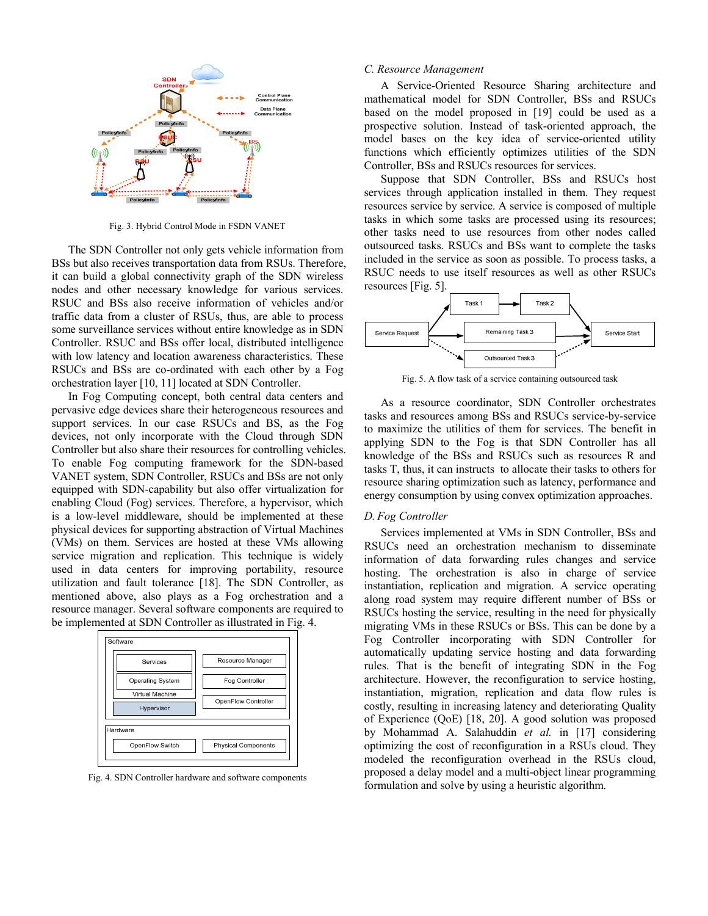SDN Controller

Control Plane Communication

Data Plane Communication

Policy/Info

RSUC

RSU

BS

Fig. 3. Hybrid Control Mode in FSDN VANET

The SDN Controller not only gets vehicle information from BSs but also receives transportation data from RSUs. Therefore, it can build a global connectivity graph of the SDN wireless nodes and other necessary knowledge for various services. RSUC and BSs also receive information of vehicles and/or traffic data from a cluster of RSUs, thus, are able to process some surveillance services without entire knowledge as in SDN Controller. RSUC and BSs offer local, distributed intelligence with low latency and location awareness characteristics. These RSUCs and BSs are co-ordinated with each other by a Fog orchestration layer [10, 11] located at SDN Controller.

In Fog Computing concept, both central data centers and pervasive edge devices share their heterogeneous resources and support services. In our case RSUCs and BS, as the Fog devices, not only incorporate with the Cloud through SDN Controller but also share their resources for controlling vehicles. To enable Fog computing framework for the SDN-based VANET system, SDN Controller, RSUCs and BSs are not only equipped with SDN-capability but also offer virtualization for enabling Cloud (Fog) services. Therefore, a hypervisor, which is a low-level middleware, should be implemented at these physical devices for supporting abstraction of Virtual Machines (VMs) on them. Services are hosted at these VMs allowing service migration and replication. This technique is widely used in data centers for improving portability, resource utilization and fault tolerance [18]. The SDN Controller, as mentioned above, also plays as a Fog orchestration and a resource manager. Several software components are required to be implemented at SDN Controller as illustrated in Fig. 4.

Software

Services

Operating System

Virtual Machine

Hypervisor

Resource Manager

Fog Controller

OpenFlow Controller

Hardware

OpenFlow Switch

Physical Components

Fig. 4. SDN Controller hardware and software components

## C. Resource Management

A Service-Oriented Resource Sharing architecture and mathematical model for SDN Controller, BSs and RSUCs based on the model proposed in [19] could be used as a prospective solution. Instead of task-oriented approach, the model bases on the key idea of service-oriented utility functions which efficiently optimizes utilities of the SDN Controller, BSs and RSUCs resources for services.

Suppose that SDN Controller, BSs and RSUCs host services through application installed in them. They request resources service by service. A service is composed of multiple tasks in which some tasks are processed using its resources; other tasks need to use resources from other nodes called outsourced tasks. RSUCs and BSs want to complete the tasks included in the service as soon as possible. To process tasks, a RSUC needs to use itself resources as well as other RSUCs resources [Fig. 5].

Service Request

Task 1

Task 2

Remaining Task 3

Outsourced Task 3

Service Start

Fig. 5. A flow task of a service containing outsourced task

As a resource coordinator, SDN Controller orchestrates tasks and resources among BSs and RSUCs service-by-service to maximize the utilities of them for services. The benefit in applying SDN to the Fog is that SDN Controller has all knowledge of the BSs and RSUCs such as resources R and tasks T, thus, it can instructs to allocate their tasks to others for resource sharing optimization such as latency, performance and energy consumption by using convex optimization approaches.

## D. Fog Controller

Services implemented at VMs in SDN Controller, BSs and RSUCs need an orchestration mechanism to disseminate information of data forwarding rules changes and service hosting. The orchestration is also in charge of service instantiation, replication and migration. A service operating along road system may require different number of BSs or RSUCs hosting the service, resulting in the need for physically migrating VMs in these RSUCs or BSs. This can be done by a Fog Controller incorporating with SDN Controller for automatically updating service hosting and data forwarding rules. That is the benefit of integrating SDN in the Fog architecture. However, the reconfiguration to service hosting, instantiation, migration, replication and data flow rules is costly, resulting in increasing latency and deteriorating Quality of Experience (QoE) [18, 20]. A good solution was proposed by Mohammad A. Salahuddin *et al.* in [17] considering optimizing the cost of reconfiguration in a RSUs cloud. They modeled the reconfiguration overhead in the RSUs cloud, proposed a delay model and a multi-object linear programming formulation and solve by using a heuristic algorithm.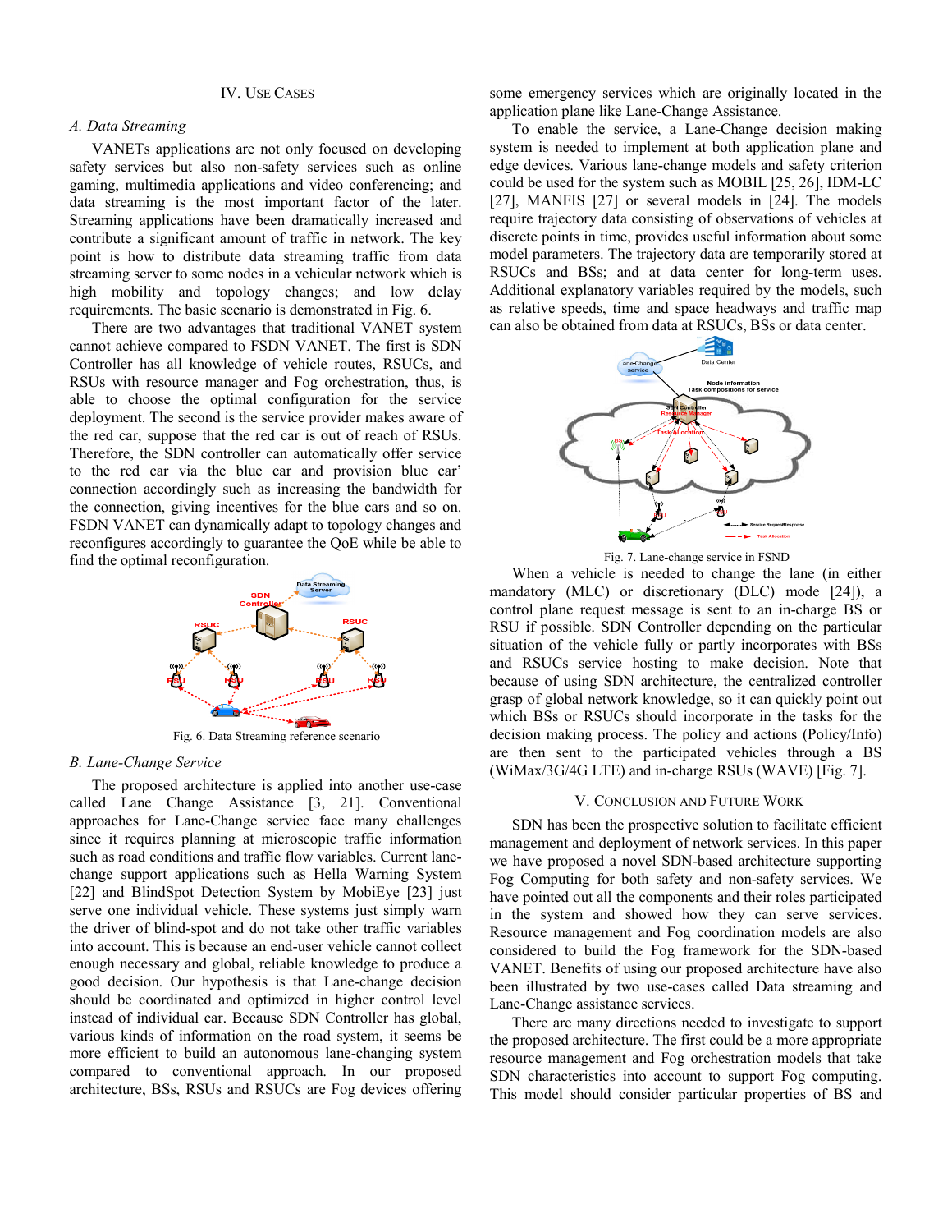## IV. Use Cases

### A. Data Streaming

VANETs applications are not only focused on developing safety services but also non-safety services such as online gaming, multimedia applications and video conferencing; and data streaming is the most important factor of the later. Streaming applications have been dramatically increased and contribute a significant amount of traffic in network. The key point is how to distribute data streaming traffic from data streaming server to some nodes in a vehicular network which is high mobility and topology changes; and low delay requirements. The basic scenario is demonstrated in Fig. 6.

There are two advantages that traditional VANET system cannot achieve compared to FSDN VANET. The first is SDN Controller has all knowledge of vehicle routes, RSUCs, and RSUs with resource manager and Fog orchestration, thus, is able to choose the optimal configuration for the service deployment. The second is the service provider makes aware of the red car, suppose that the red car is out of reach of RSUs. Therefore, the SDN controller can automatically offer service to the red car via the blue car and provision blue car' connection accordingly such as increasing the bandwidth for the connection, giving incentives for the blue cars and so on. FSDN VANET can dynamically adapt to topology changes and reconfigures accordingly to guarantee the QoE while be able to find the optimal reconfiguration.

Fig. 6. Data Streaming reference scenario

### B. Lane-Change Service

The proposed architecture is applied into another use-case called Lane Change Assistance [3, 21]. Conventional approaches for Lane-Change service face many challenges since it requires planning at microscopic traffic information such as road conditions and traffic flow variables. Current lane-change support applications such as Hella Warning System [22] and BlindSpot Detection System by MobiEye [23] just serve one individual vehicle. These systems just simply warn the driver of blind-spot and do not take other traffic variables into account. This is because an end-user vehicle cannot collect enough necessary and global, reliable knowledge to produce a good decision. Our hypothesis is that Lane-change decision should be coordinated and optimized in higher control level instead of individual car. Because SDN Controller has global, various kinds of information on the road system, it seems be more efficient to build an autonomous lane-changing system compared to conventional approach. In our proposed architecture, BSs, RSUs and RSUCs are Fog devices offering some emergency services which are originally located in the application plane like Lane-Change Assistance.

To enable the service, a Lane-Change decision making system is needed to implement at both application plane and edge devices. Various lane-change models and safety criterion could be used for the system such as MOBIL [25, 26], IDM-LC [27], MANFIS [27] or several models in [24]. The models require trajectory data consisting of observations of vehicles at discrete points in time, provides useful information about some model parameters. The trajectory data are temporarily stored at RSUCs and BSs; and at data center for long-term uses. Additional explanatory variables required by the models, such as relative speeds, time and space headways and traffic map can also be obtained from data at RSUCs, BSs or data center.

Fig. 7. Lane-change service in FSND

When a vehicle is needed to change the lane (in either mandatory (MLC) or discretionary (DLC) mode [24]), a control plane request message is sent to an in-charge BS or RSU if possible. SDN Controller depending on the particular situation of the vehicle fully or partly incorporates with BSs and RSUCs service hosting to make decision. Note that because of using SDN architecture, the centralized controller grasp of global network knowledge, so it can quickly point out which BSs or RSUCs should incorporate in the tasks for the decision making process. The policy and actions (Policy/Info) are then sent to the participated vehicles through a BS (WiMax/3G/4G LTE) and in-charge RSUs (WAVE) [Fig. 7].

## V. Conclusion and Future Work

SDN has been the prospective solution to facilitate efficient management and deployment of network services. In this paper we have proposed a novel SDN-based architecture supporting Fog Computing for both safety and non-safety services. We have pointed out all the components and their roles participated in the system and showed how they can serve services. Resource management and Fog coordination models are also considered to build the Fog framework for the SDN-based VANET. Benefits of using our proposed architecture have also been illustrated by two use-cases called Data streaming and Lane-Change assistance services.

There are many directions needed to investigate to support the proposed architecture. The first could be a more appropriate resource management and Fog orchestration models that take SDN characteristics into account to support Fog computing. This model should consider particular properties of BS and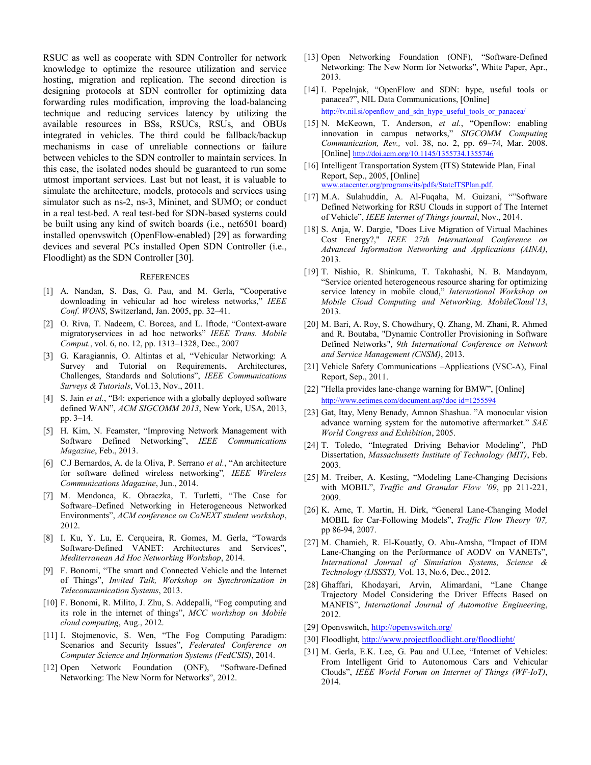RSUC as well as cooperate with SDN Controller for network knowledge to optimize the resource utilization and service hosting, migration and replication. The second direction is designing protocols at SDN controller for optimizing data forwarding rules modification, improving the load-balancing technique and reducing services latency by utilizing the available resources in BSs, RSUCs, RSUs, and OBUs integrated in vehicles. The third could be fallback/backup mechanisms in case of unreliable connections or failure between vehicles to the SDN controller to maintain services. In this case, the isolated nodes should be guaranteed to run some utmost important services. Last but not least, it is valuable to simulate the architecture, models, protocols and services using simulator such as ns-2, ns-3, Mininet, and SUMO; or conduct in a real test-bed. A real test-bed for SDN-based systems could be built using any kind of switch boards (i.e., net6501 board) installed openvswitch (OpenFlow-enabled) [29] as forwarding devices and several PCs installed Open SDN Controller (i.e., Floodlight) as the SDN Controller [30].

## References

[1] A. Nandan, S. Das, G. Pau, and M. Gerla, "Cooperative downloading in vehicular ad hoc wireless networks," *IEEE Conf. WONS*, Switzerland, Jan. 2005, pp. 32–41.

[2] O. Riva, T. Nadeem, C. Borcea, and L. Iftode, "Context-aware migratoryservices in ad hoc networks" *IEEE Trans. Mobile Comput.*, vol. 6, no. 12, pp. 1313–1328, Dec., 2007

[3] G. Karagiannis, O. Altintas et al, "Vehicular Networking: A Survey and Tutorial on Requirements, Architectures, Challenges, Standards and Solutions", *IEEE Communications Surveys & Tutorials*, Vol.13, Nov., 2011.

[4] S. Jain *et al.*, "B4: experience with a globally deployed software defined WAN", *ACM SIGCOMM 2013*, New York, USA, 2013, pp. 3–14.

[5] H. Kim, N. Feamster, "Improving Network Management with Software Defined Networking", *IEEE Communications Magazine*, Feb., 2013.

[6] C.J Bernardos, A. de la Oliva, P. Serrano *et al.*, "An architecture for software defined wireless networking"*, IEEE Wireless Communications Magazine*, Jun., 2014.

[7] M. Mendonca, K. Obraczka, T. Turletti, "The Case for Software–Defined Networking in Heterogeneous Networked Environments", *ACM conference on CoNEXT student workshop*, 2012.

[8] I. Ku, Y. Lu, E. Cerqueira, R. Gomes, M. Gerla, "Towards Software-Defined VANET: Architectures and Services", *Mediterranean Ad Hoc Networking Workshop*, 2014.

[9] F. Bonomi, "The smart and Connected Vehicle and the Internet of Things", *Invited Talk, Workshop on Synchronization in Telecommunication Systems*, 2013.

[10] F. Bonomi, R. Milito, J. Zhu, S. Addepalli, "Fog computing and its role in the internet of things", *MCC workshop on Mobile cloud computing*, Aug., 2012.

[11] I. Stojmenovic, S. Wen, "The Fog Computing Paradigm: Scenarios and Security Issues", *Federated Conference on Computer Science and Information Systems (FedCSIS)*, 2014.

[12] Open Network Foundation (ONF), "Software-Defined Networking: The New Norm for Networks", 2012.

[13] Open Networking Foundation (ONF), "Software-Defined Networking: The New Norm for Networks", White Paper, Apr., 2013.

[14] I. Pepelnjak, "OpenFlow and SDN: hype, useful tools or panacea?", NIL Data Communications, [Online] http://tv.nil.si/openflow_and_sdn_hype_useful_tools_or_panacea/

[15] N. McKeown, T. Anderson, *et al.*, "Openflow: enabling innovation in campus networks," *SIGCOMM Computing Communication, Rev.,* vol. 38, no. 2, pp. 69–74, Mar. 2008. [Online] http://doi.acm.org/10.1145/1355734.1355746

[16] Intelligent Transportation System (ITS) Statewide Plan, Final Report, Sep., 2005, [Online] www.atacenter.org/programs/its/pdfs/StateITSPlan.pdf.

[17] M.A. Sulahuddin, A. Al-Fuqaha, M. Guizani, ""Software Defined Networking for RSU Clouds in support of The Internet of Vehicle", *IEEE Internet of Things journal*, Nov., 2014.

[18] S. Anja, W. Dargie, "Does Live Migration of Virtual Machines Cost Energy?," *IEEE 27th International Conference on Advanced Information Networking and Applications (AINA)*, 2013.

[19] T. Nishio, R. Shinkuma, T. Takahashi, N. B. Mandayam, "Service oriented heterogeneous resource sharing for optimizing service latency in mobile cloud," *International Workshop on Mobile Cloud Computing and Networking, MobileCloud'13*, 2013.

[20] M. Bari, A. Roy, S. Chowdhury, Q. Zhang, M. Zhani, R. Ahmed and R. Boutaba, "Dynamic Controller Provisioning in Software Defined Networks", *9th International Conference on Network and Service Management (CNSM)*, 2013.

[21] Vehicle Safety Communications –Applications (VSC-A), Final Report, Sep., 2011.

[22] "Hella provides lane-change warning for BMW", [Online] http://www.eetimes.com/document.asp?doc id=1255594

[23] Gat, Itay, Meny Benady, Amnon Shashua. "A monocular vision advance warning system for the automotive aftermarket." *SAE World Congress and Exhibition*, 2005.

[24] T. Toledo, "Integrated Driving Behavior Modeling", PhD Dissertation, *Massachusetts Institute of Technology (MIT)*, Feb. 2003.

[25] M. Treiber, A. Kesting, "Modeling Lane-Changing Decisions with MOBIL", *Traffic and Granular Flow '09*, pp 211-221, 2009.

[26] K. Arne, T. Martin, H. Dirk, "General Lane-Changing Model MOBIL for Car-Following Models", *Traffic Flow Theory '07,* pp 86-94, 2007.

[27] M. Chamieh, R. El-Kouatly, O. Abu-Amsha, "Impact of IDM Lane-Changing on the Performance of AODV on VANETs", *International Journal of Simulation Systems, Science & Technology (IJSSST),* Vol. 13, No.6, Dec., 2012.

[28] Ghaffari, Khodayari, Arvin, Alimardani, "Lane Change Trajectory Model Considering the Driver Effects Based on MANFIS", *International Journal of Automotive Engineering*, 2012.

[29] Openvswitch, http://openvswitch.org/

[30] Floodlight, http://www.projectfloodlight.org/floodlight/

[31] M. Gerla, E.K. Lee, G. Pau and U.Lee, "Internet of Vehicles: From Intelligent Grid to Autonomous Cars and Vehicular Clouds", *IEEE World Forum on Internet of Things (WF-IoT)*, 2014.